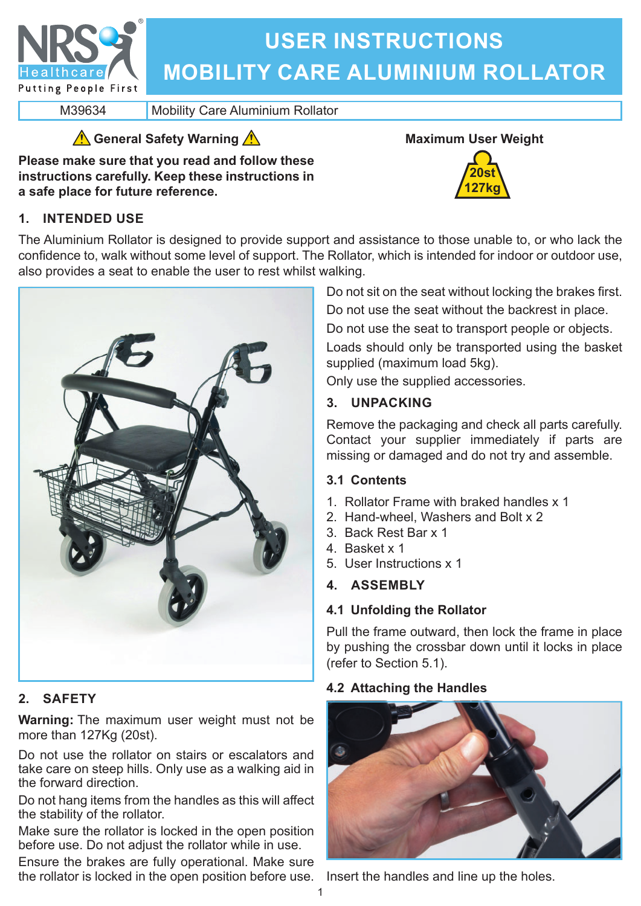# USER INSTRUCTIONS
# MOBILITY CARE ALUMINIUM ROLLATOR

| M39634 | Mobility Care Aluminium Rollator |
|---|---|

### ⚠ General Safety Warning ⚠

**Please make sure that you read and follow these instructions carefully. Keep these instructions in a safe place for future reference.**

**Maximum User Weight**

20st
127kg

## 1. INTENDED USE

The Aluminium Rollator is designed to provide support and assistance to those unable to, or who lack the confidence to, walk without some level of support. The Rollator, which is intended for indoor or outdoor use, also provides a seat to enable the user to rest whilst walking.

## 2. SAFETY

**Warning:** The maximum user weight must not be more than 127Kg (20st).

Do not use the rollator on stairs or escalators and take care on steep hills. Only use as a walking aid in the forward direction.

Do not hang items from the handles as this will affect the stability of the rollator.

Make sure the rollator is locked in the open position before use. Do not adjust the rollator while in use.

Ensure the brakes are fully operational. Make sure the rollator is locked in the open position before use.

Do not sit on the seat without locking the brakes first.

Do not use the seat without the backrest in place.

Do not use the seat to transport people or objects.

Loads should only be transported using the basket supplied (maximum load 5kg).

Only use the supplied accessories.

## 3. UNPACKING

Remove the packaging and check all parts carefully. Contact your supplier immediately if parts are missing or damaged and do not try and assemble.

### 3.1 Contents

1. Rollator Frame with braked handles x 1
2. Hand-wheel, Washers and Bolt x 2
3. Back Rest Bar x 1
4. Basket x 1
5. User Instructions x 1

## 4. ASSEMBLY

### 4.1 Unfolding the Rollator

Pull the frame outward, then lock the frame in place by pushing the crossbar down until it locks in place (refer to Section 5.1).

### 4.2 Attaching the Handles

Insert the handles and line up the holes.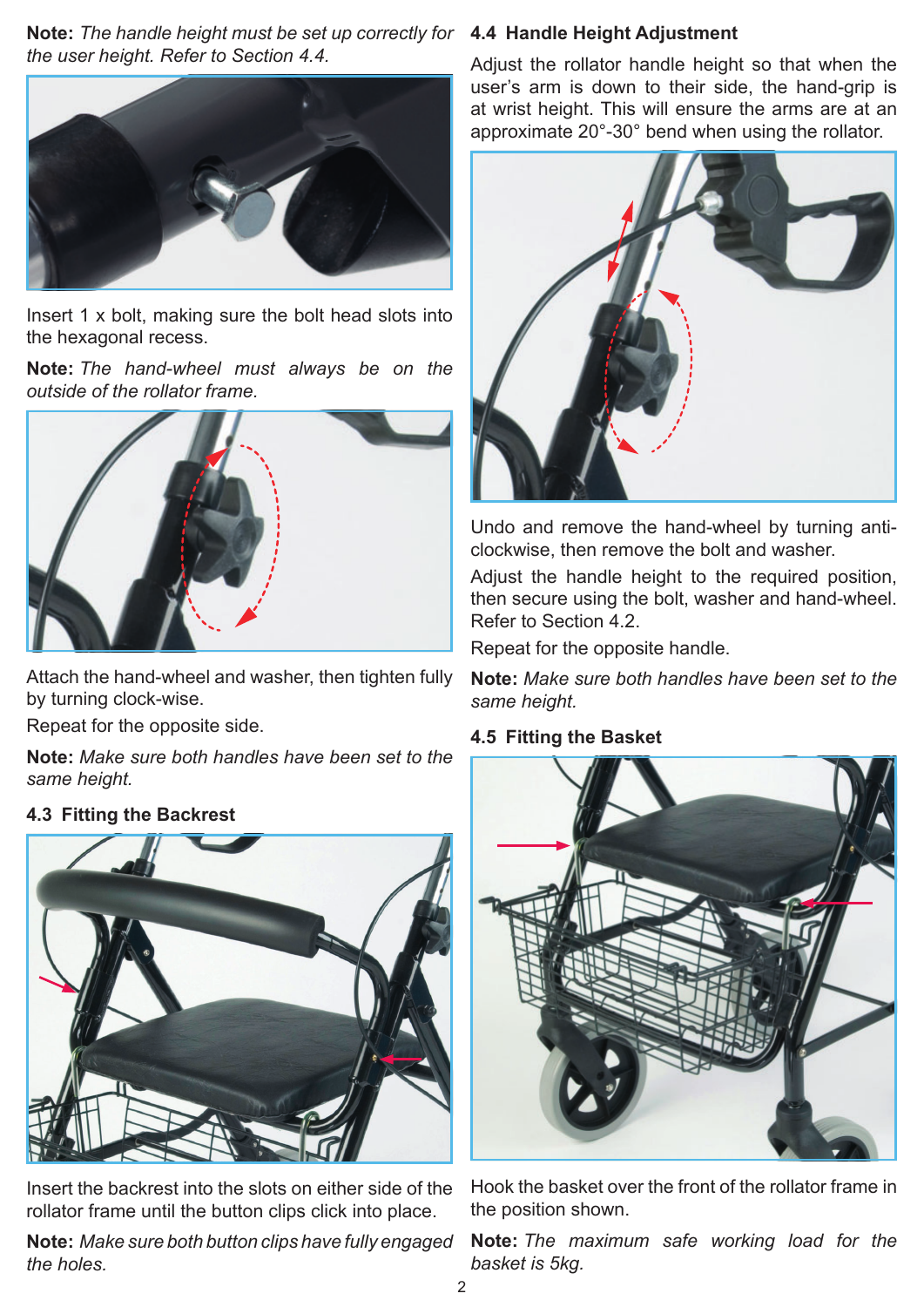**Note:** *The handle height must be set up correctly for the user height. Refer to Section 4.4.*

Insert 1 x bolt, making sure the bolt head slots into the hexagonal recess.

**Note:** *The hand-wheel must always be on the outside of the rollator frame.*

Attach the hand-wheel and washer, then tighten fully by turning clock-wise.

Repeat for the opposite side.

**Note:** *Make sure both handles have been set to the same height.*

### 4.3 Fitting the Backrest

Insert the backrest into the slots on either side of the rollator frame until the button clips click into place.

**Note:** *Make sure both button clips have fully engaged the holes.*

### 4.4 Handle Height Adjustment

Adjust the rollator handle height so that when the user's arm is down to their side, the hand-grip is at wrist height. This will ensure the arms are at an approximate 20°-30° bend when using the rollator.

Undo and remove the hand-wheel by turning anti-clockwise, then remove the bolt and washer.

Adjust the handle height to the required position, then secure using the bolt, washer and hand-wheel. Refer to Section 4.2.

Repeat for the opposite handle.

**Note:** *Make sure both handles have been set to the same height.*

### 4.5 Fitting the Basket

Hook the basket over the front of the rollator frame in the position shown.

**Note:** *The maximum safe working load for the basket is 5kg.*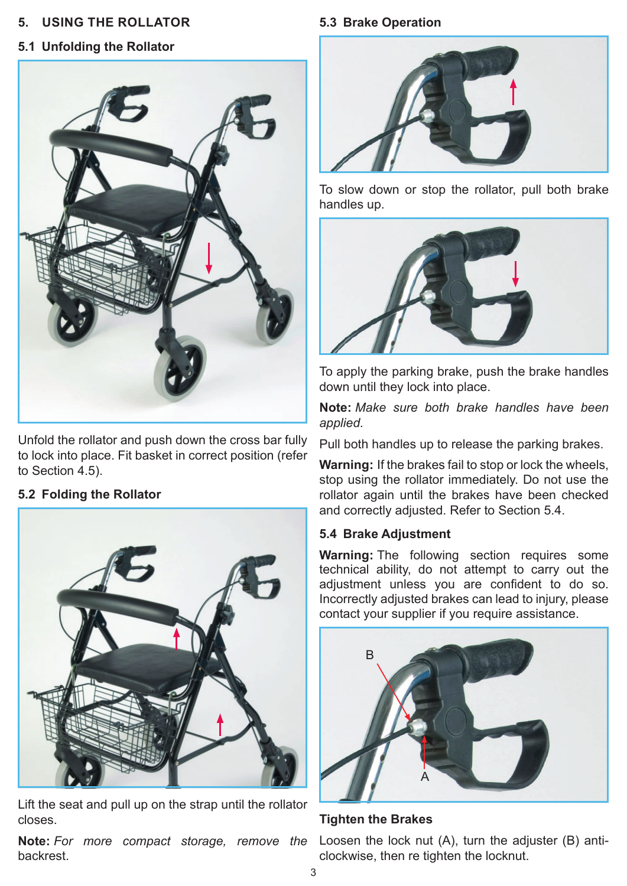# 5. USING THE ROLLATOR

## 5.1 Unfolding the Rollator

Unfold the rollator and push down the cross bar fully to lock into place. Fit basket in correct position (refer to Section 4.5).

## 5.2 Folding the Rollator

Lift the seat and pull up on the strap until the rollator closes.

**Note:** *For more compact storage, remove the* backrest.

## 5.3 Brake Operation

To slow down or stop the rollator, pull both brake handles up.

To apply the parking brake, push the brake handles down until they lock into place.

**Note:** *Make sure both brake handles have been applied.*

Pull both handles up to release the parking brakes.

**Warning:** If the brakes fail to stop or lock the wheels, stop using the rollator immediately. Do not use the rollator again until the brakes have been checked and correctly adjusted. Refer to Section 5.4.

## 5.4 Brake Adjustment

**Warning:** The following section requires some technical ability, do not attempt to carry out the adjustment unless you are confident to do so. Incorrectly adjusted brakes can lead to injury, please contact your supplier if you require assistance.

### Tighten the Brakes

Loosen the lock nut (A), turn the adjuster (B) anti-clockwise, then re tighten the locknut.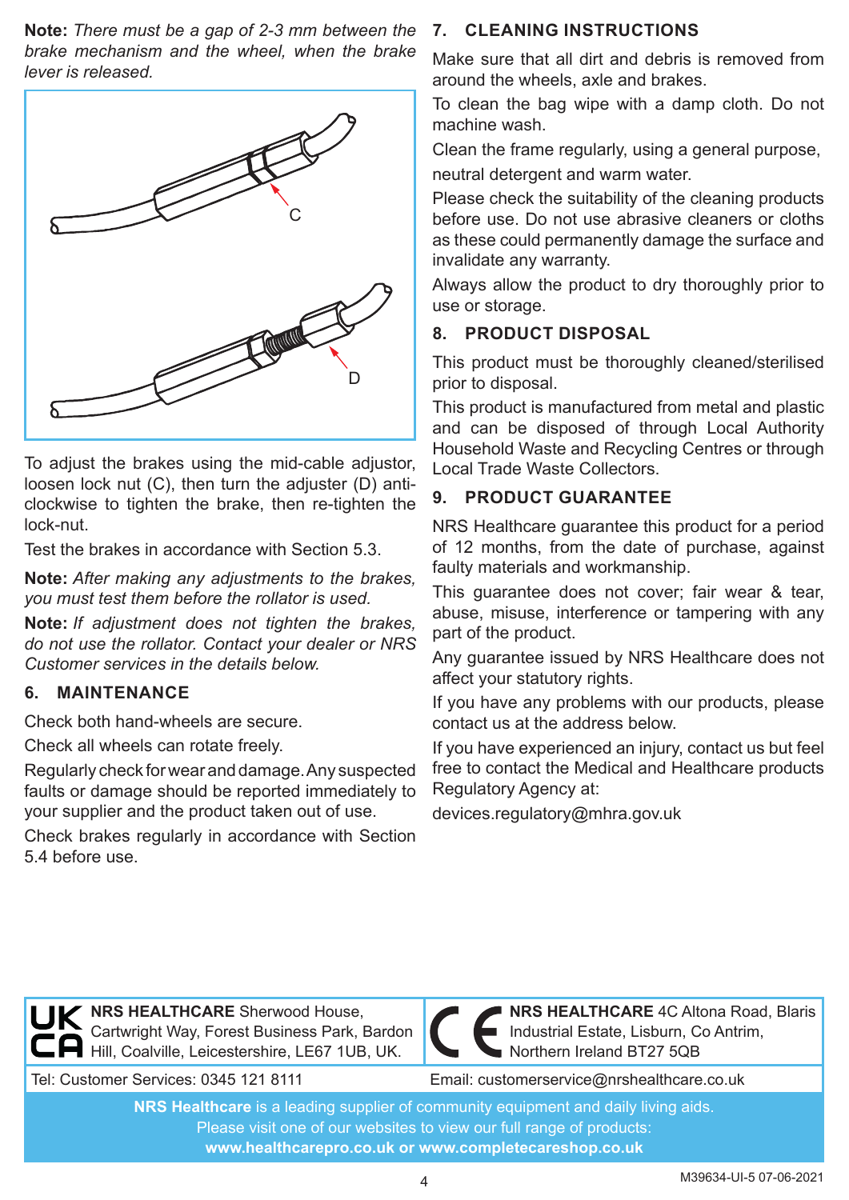**Note:** *There must be a gap of 2-3 mm between the brake mechanism and the wheel, when the brake lever is released.*

C

D

To adjust the brakes using the mid-cable adjustor, loosen lock nut (C), then turn the adjuster (D) anti-clockwise to tighten the brake, then re-tighten the lock-nut.

Test the brakes in accordance with Section 5.3.

**Note:** *After making any adjustments to the brakes, you must test them before the rollator is used.*

**Note:** *If adjustment does not tighten the brakes, do not use the rollator. Contact your dealer or NRS Customer services in the details below.*

## 6. MAINTENANCE

Check both hand-wheels are secure.

Check all wheels can rotate freely.

Regularly check for wear and damage. Any suspected faults or damage should be reported immediately to your supplier and the product taken out of use.

Check brakes regularly in accordance with Section 5.4 before use.

## 7. CLEANING INSTRUCTIONS

Make sure that all dirt and debris is removed from around the wheels, axle and brakes.

To clean the bag wipe with a damp cloth. Do not machine wash.

Clean the frame regularly, using a general purpose, neutral detergent and warm water.

Please check the suitability of the cleaning products before use. Do not use abrasive cleaners or cloths as these could permanently damage the surface and invalidate any warranty.

Always allow the product to dry thoroughly prior to use or storage.

## 8. PRODUCT DISPOSAL

This product must be thoroughly cleaned/sterilised prior to disposal.

This product is manufactured from metal and plastic and can be disposed of through Local Authority Household Waste and Recycling Centres or through Local Trade Waste Collectors.

## 9. PRODUCT GUARANTEE

NRS Healthcare guarantee this product for a period of 12 months, from the date of purchase, against faulty materials and workmanship.

This guarantee does not cover; fair wear & tear, abuse, misuse, interference or tampering with any part of the product.

Any guarantee issued by NRS Healthcare does not affect your statutory rights.

If you have any problems with our products, please contact us at the address below.

If you have experienced an injury, contact us but feel free to contact the Medical and Healthcare products Regulatory Agency at:

devices.regulatory@mhra.gov.uk

UK CA **NRS HEALTHCARE** Sherwood House, Cartwright Way, Forest Business Park, Bardon Hill, Coalville, Leicestershire, LE67 1UB, UK.

CE **NRS HEALTHCARE** 4C Altona Road, Blaris Industrial Estate, Lisburn, Co Antrim, Northern Ireland BT27 5QB

Tel: Customer Services: 0345 121 8111

Email: customerservice@nrshealthcare.co.uk

**NRS Healthcare** is a leading supplier of community equipment and daily living aids.
Please visit one of our websites to view our full range of products:
**www.healthcarepro.co.uk or www.completecareshop.co.uk**

M39634-UI-5 07-06-2021